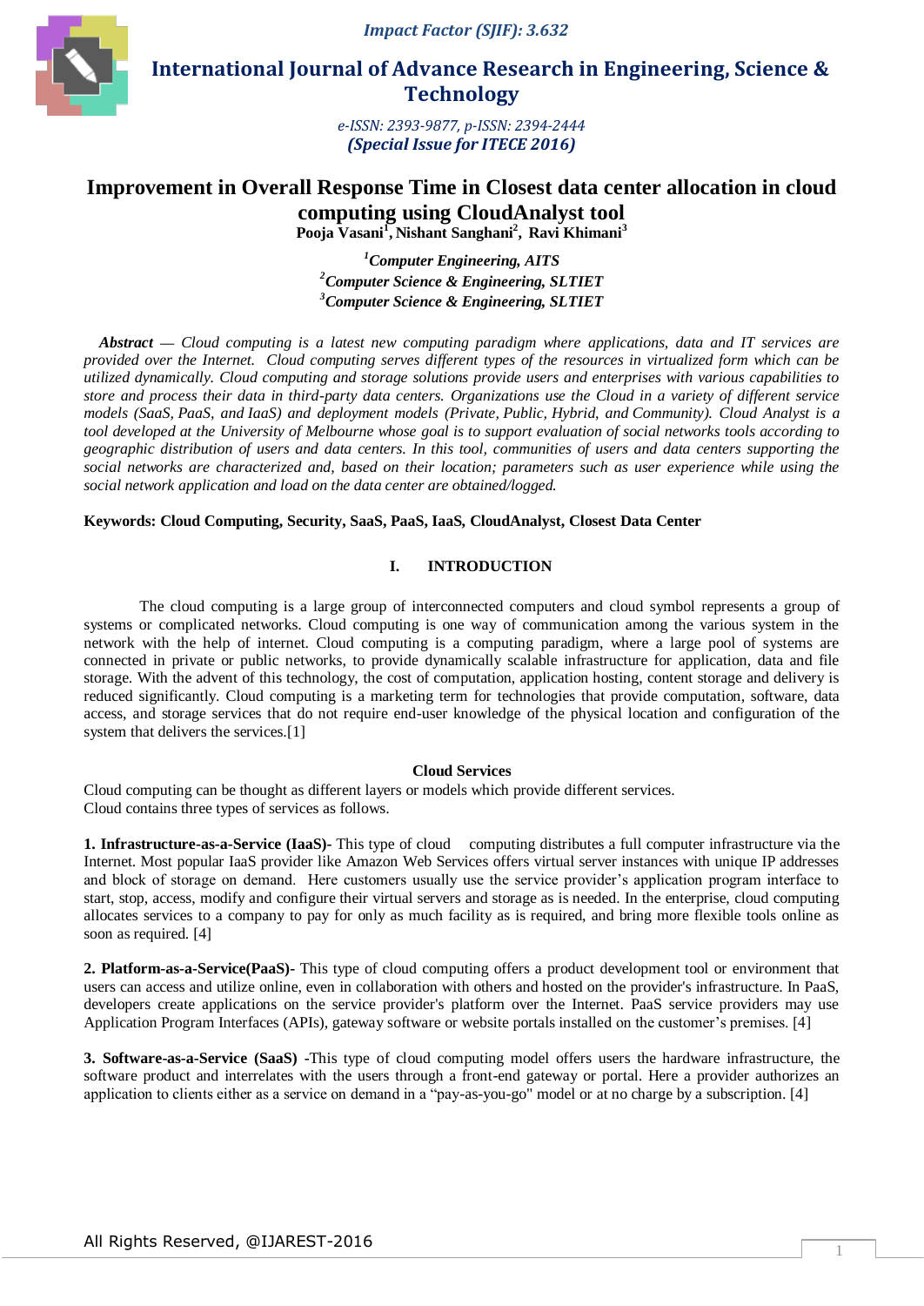# Improvement in Overall Response Time in Closest data center allocation in cloud computing using CloudAnalyst tool

**Pooja Vasani[1], Nishant Sanghani[2], Ravi Khimani[3]**

*[1]Computer Engineering, AITS*
*[2]Computer Science & Engineering, SLTIET*
*[3]Computer Science & Engineering, SLTIET*

***Abstract*** *— Cloud computing is a latest new computing paradigm where applications, data and IT services are provided over the Internet. Cloud computing serves different types of the resources in virtualized form which can be utilized dynamically. Cloud computing and storage solutions provide users and enterprises with various capabilities to store and process their data in third-party data centers. Organizations use the Cloud in a variety of different service models (SaaS, PaaS, and IaaS) and deployment models (Private, Public, Hybrid, and Community). Cloud Analyst is a tool developed at the University of Melbourne whose goal is to support evaluation of social networks tools according to geographic distribution of users and data centers. In this tool, communities of users and data centers supporting the social networks are characterized and, based on their location; parameters such as user experience while using the social network application and load on the data center are obtained/logged.*

**Keywords: Cloud Computing, Security, SaaS, PaaS, IaaS, CloudAnalyst, Closest Data Center**

## I. INTRODUCTION

The cloud computing is a large group of interconnected computers and cloud symbol represents a group of systems or complicated networks. Cloud computing is one way of communication among the various system in the network with the help of internet. Cloud computing is a computing paradigm, where a large pool of systems are connected in private or public networks, to provide dynamically scalable infrastructure for application, data and file storage. With the advent of this technology, the cost of computation, application hosting, content storage and delivery is reduced significantly. Cloud computing is a marketing term for technologies that provide computation, software, data access, and storage services that do not require end-user knowledge of the physical location and configuration of the system that delivers the services.[1]

### Cloud Services

Cloud computing can be thought as different layers or models which provide different services.
Cloud contains three types of services as follows.

**1. Infrastructure-as-a-Service (IaaS)-** This type of cloud computing distributes a full computer infrastructure via the Internet. Most popular IaaS provider like Amazon Web Services offers virtual server instances with unique IP addresses and block of storage on demand. Here customers usually use the service provider's application program interface to start, stop, access, modify and configure their virtual servers and storage as is needed. In the enterprise, cloud computing allocates services to a company to pay for only as much facility as is required, and bring more flexible tools online as soon as required. [4]

**2. Platform-as-a-Service(PaaS)-** This type of cloud computing offers a product development tool or environment that users can access and utilize online, even in collaboration with others and hosted on the provider's infrastructure. In PaaS, developers create applications on the service provider's platform over the Internet. PaaS service providers may use Application Program Interfaces (APIs), gateway software or website portals installed on the customer's premises. [4]

**3. Software-as-a-Service (SaaS)** -This type of cloud computing model offers users the hardware infrastructure, the software product and interrelates with the users through a front-end gateway or portal. Here a provider authorizes an application to clients either as a service on demand in a "pay-as-you-go" model or at no charge by a subscription. [4]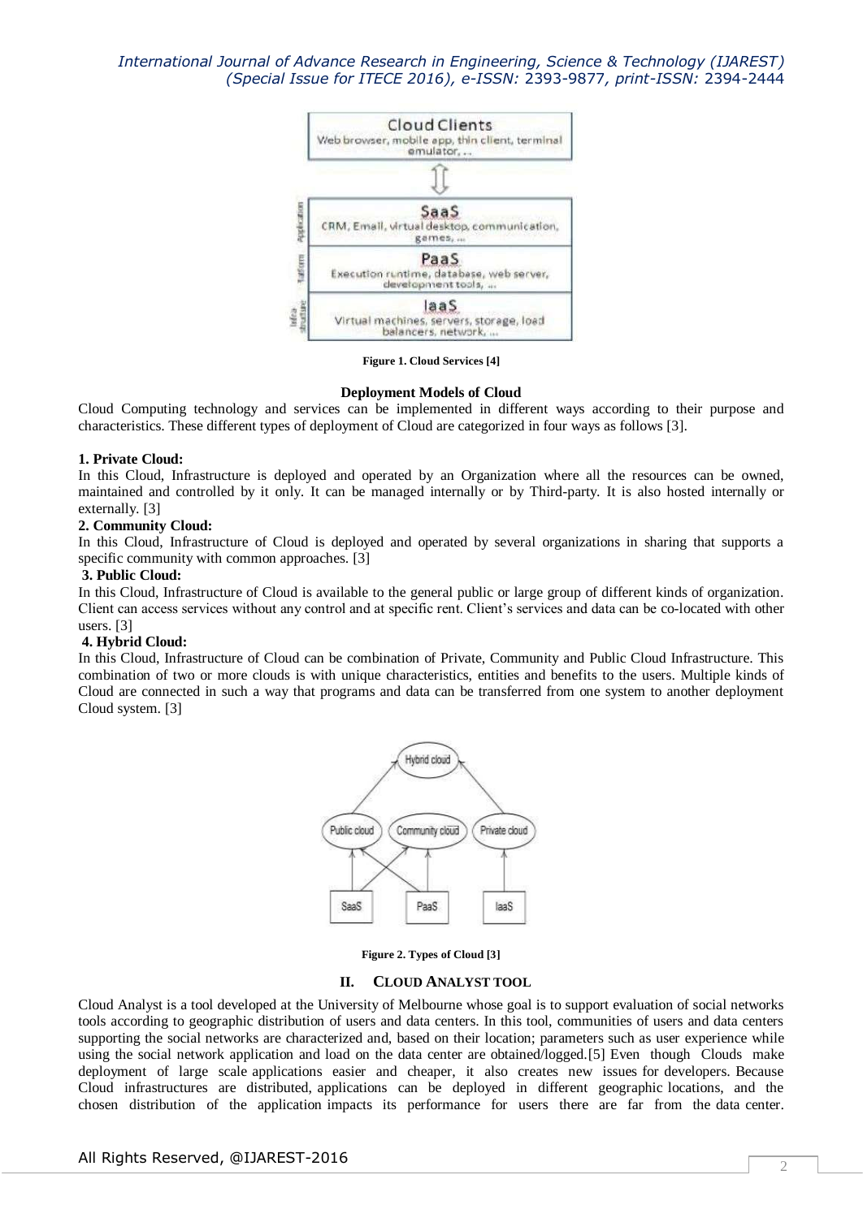Figure 1. Cloud Services [4]

**Deployment Models of Cloud**

Cloud Computing technology and services can be implemented in different ways according to their purpose and characteristics. These different types of deployment of Cloud are categorized in four ways as follows [3].

**1. Private Cloud:**

In this Cloud, Infrastructure is deployed and operated by an Organization where all the resources can be owned, maintained and controlled by it only. It can be managed internally or by Third-party. It is also hosted internally or externally. [3]

**2. Community Cloud:**

In this Cloud, Infrastructure of Cloud is deployed and operated by several organizations in sharing that supports a specific community with common approaches. [3]

**3. Public Cloud:**

In this Cloud, Infrastructure of Cloud is available to the general public or large group of different kinds of organization. Client can access services without any control and at specific rent. Client's services and data can be co-located with other users. [3]

**4. Hybrid Cloud:**

In this Cloud, Infrastructure of Cloud can be combination of Private, Community and Public Cloud Infrastructure. This combination of two or more clouds is with unique characteristics, entities and benefits to the users. Multiple kinds of Cloud are connected in such a way that programs and data can be transferred from one system to another deployment Cloud system. [3]

Figure 2. Types of Cloud [3]

## II. CLOUD ANALYST TOOL

Cloud Analyst is a tool developed at the University of Melbourne whose goal is to support evaluation of social networks tools according to geographic distribution of users and data centers. In this tool, communities of users and data centers supporting the social networks are characterized and, based on their location; parameters such as user experience while using the social network application and load on the data center are obtained/logged.[5] Even though Clouds make deployment of large scale applications easier and cheaper, it also creates new issues for developers. Because Cloud infrastructures are distributed, applications can be deployed in different geographic locations, and the chosen distribution of the application impacts its performance for users there are far from the data center.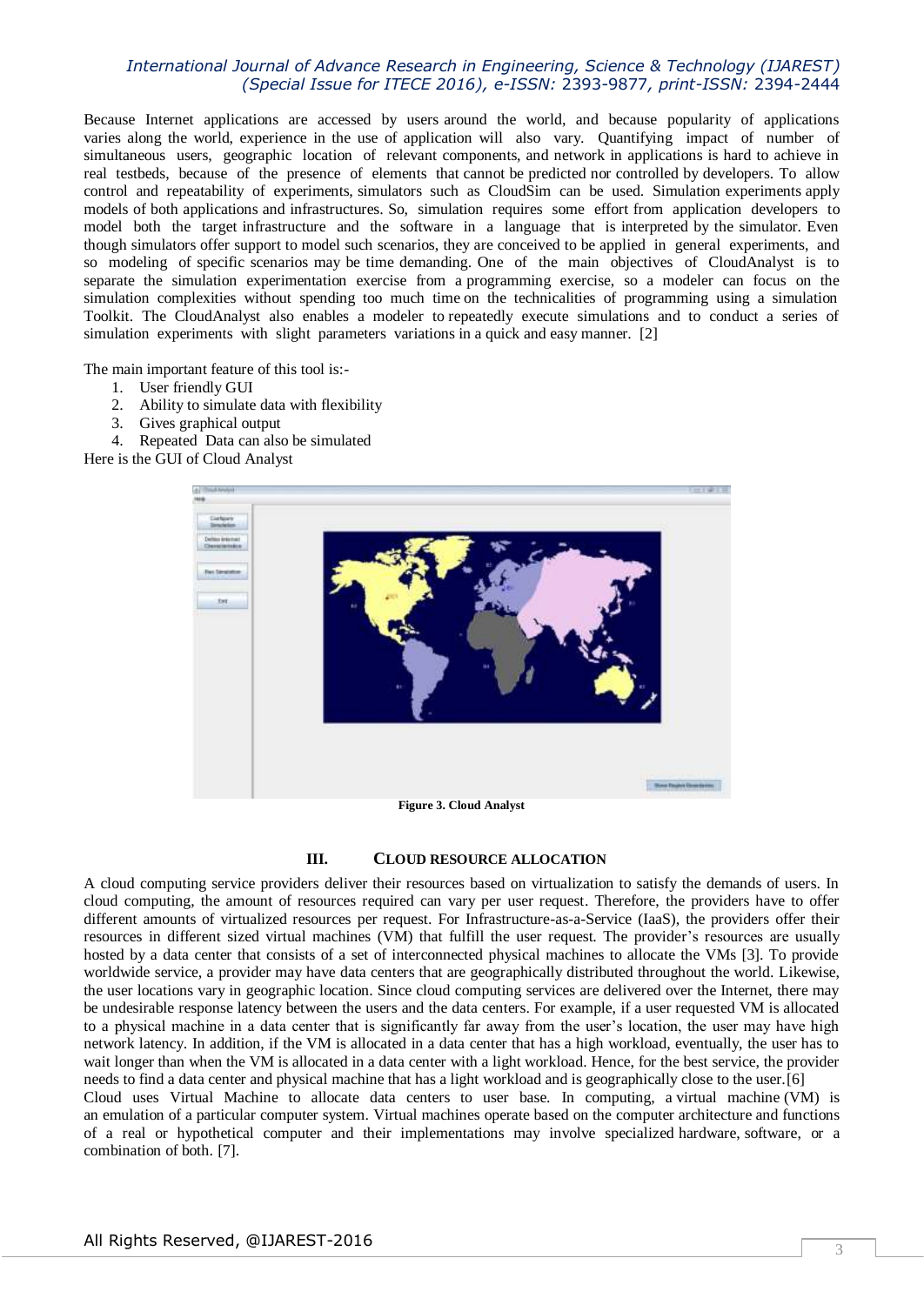Because Internet applications are accessed by users around the world, and because popularity of applications varies along the world, experience in the use of application will also vary. Quantifying impact of number of simultaneous users, geographic location of relevant components, and network in applications is hard to achieve in real testbeds, because of the presence of elements that cannot be predicted nor controlled by developers. To allow control and repeatability of experiments, simulators such as CloudSim can be used. Simulation experiments apply models of both applications and infrastructures. So, simulation requires some effort from application developers to model both the target infrastructure and the software in a language that is interpreted by the simulator. Even though simulators offer support to model such scenarios, they are conceived to be applied in general experiments, and so modeling of specific scenarios may be time demanding. One of the main objectives of CloudAnalyst is to separate the simulation experimentation exercise from a programming exercise, so a modeler can focus on the simulation complexities without spending too much time on the technicalities of programming using a simulation Toolkit. The CloudAnalyst also enables a modeler to repeatedly execute simulations and to conduct a series of simulation experiments with slight parameters variations in a quick and easy manner. [2]

The main important feature of this tool is:-

1. User friendly GUI
2. Ability to simulate data with flexibility
3. Gives graphical output
4. Repeated Data can also be simulated

Here is the GUI of Cloud Analyst

**Figure 3. Cloud Analyst**

## III. Cloud Resource Allocation

A cloud computing service providers deliver their resources based on virtualization to satisfy the demands of users. In cloud computing, the amount of resources required can vary per user request. Therefore, the providers have to offer different amounts of virtualized resources per request. For Infrastructure-as-a-Service (IaaS), the providers offer their resources in different sized virtual machines (VM) that fulfill the user request. The provider's resources are usually hosted by a data center that consists of a set of interconnected physical machines to allocate the VMs [3]. To provide worldwide service, a provider may have data centers that are geographically distributed throughout the world. Likewise, the user locations vary in geographic location. Since cloud computing services are delivered over the Internet, there may be undesirable response latency between the users and the data centers. For example, if a user requested VM is allocated to a physical machine in a data center that is significantly far away from the user's location, the user may have high network latency. In addition, if the VM is allocated in a data center that has a high workload, eventually, the user has to wait longer than when the VM is allocated in a data center with a light workload. Hence, for the best service, the provider needs to find a data center and physical machine that has a light workload and is geographically close to the user.[6]

Cloud uses Virtual Machine to allocate data centers to user base. In computing, a virtual machine (VM) is an emulation of a particular computer system. Virtual machines operate based on the computer architecture and functions of a real or hypothetical computer and their implementations may involve specialized hardware, software, or a combination of both. [7].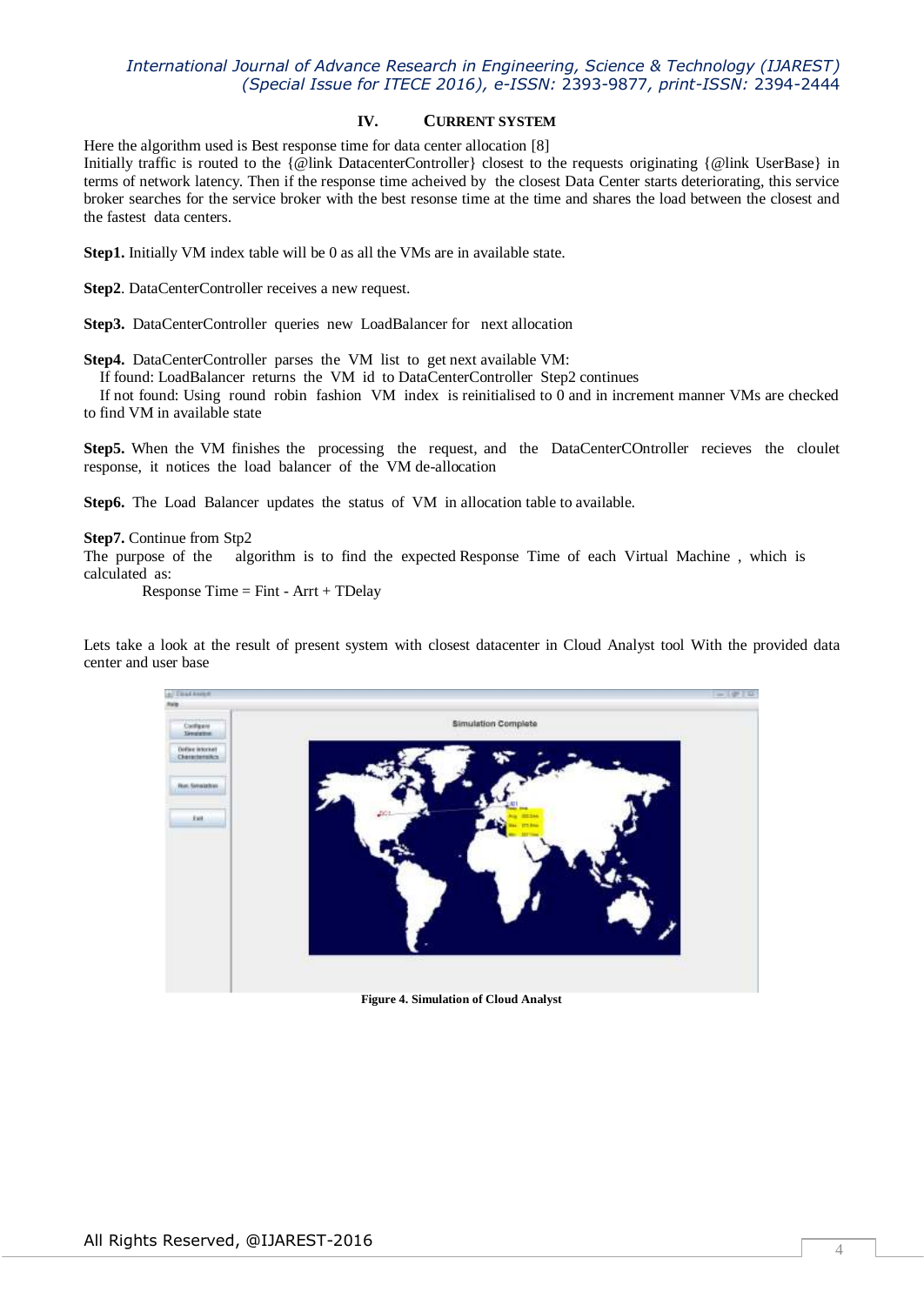## IV. CURRENT SYSTEM

Here the algorithm used is Best response time for data center allocation [8]
Initially traffic is routed to the {@link DatacenterController} closest to the requests originating {@link UserBase} in terms of network latency. Then if the response time acheived by the closest Data Center starts deteriorating, this service broker searches for the service broker with the best resonse time at the time and shares the load between the closest and the fastest data centers.

**Step1.** Initially VM index table will be 0 as all the VMs are in available state.

**Step2**. DataCenterController receives a new request.

**Step3.** DataCenterController queries new LoadBalancer for next allocation

**Step4.** DataCenterController parses the VM list to get next available VM:
If found: LoadBalancer returns the VM id to DataCenterController Step2 continues
If not found: Using round robin fashion VM index is reinitialised to 0 and in increment manner VMs are checked to find VM in available state

**Step5.** When the VM finishes the processing the request, and the DataCenterCOntroller recieves the cloulet response, it notices the load balancer of the VM de-allocation

**Step6.** The Load Balancer updates the status of VM in allocation table to available.

**Step7.** Continue from Stp2
The purpose of the algorithm is to find the expected Response Time of each Virtual Machine , which is calculated as:

Response Time = Fint - Arrt + TDelay

Lets take a look at the result of present system with closest datacenter in Cloud Analyst tool With the provided data center and user base

**Figure 4. Simulation of Cloud Analyst**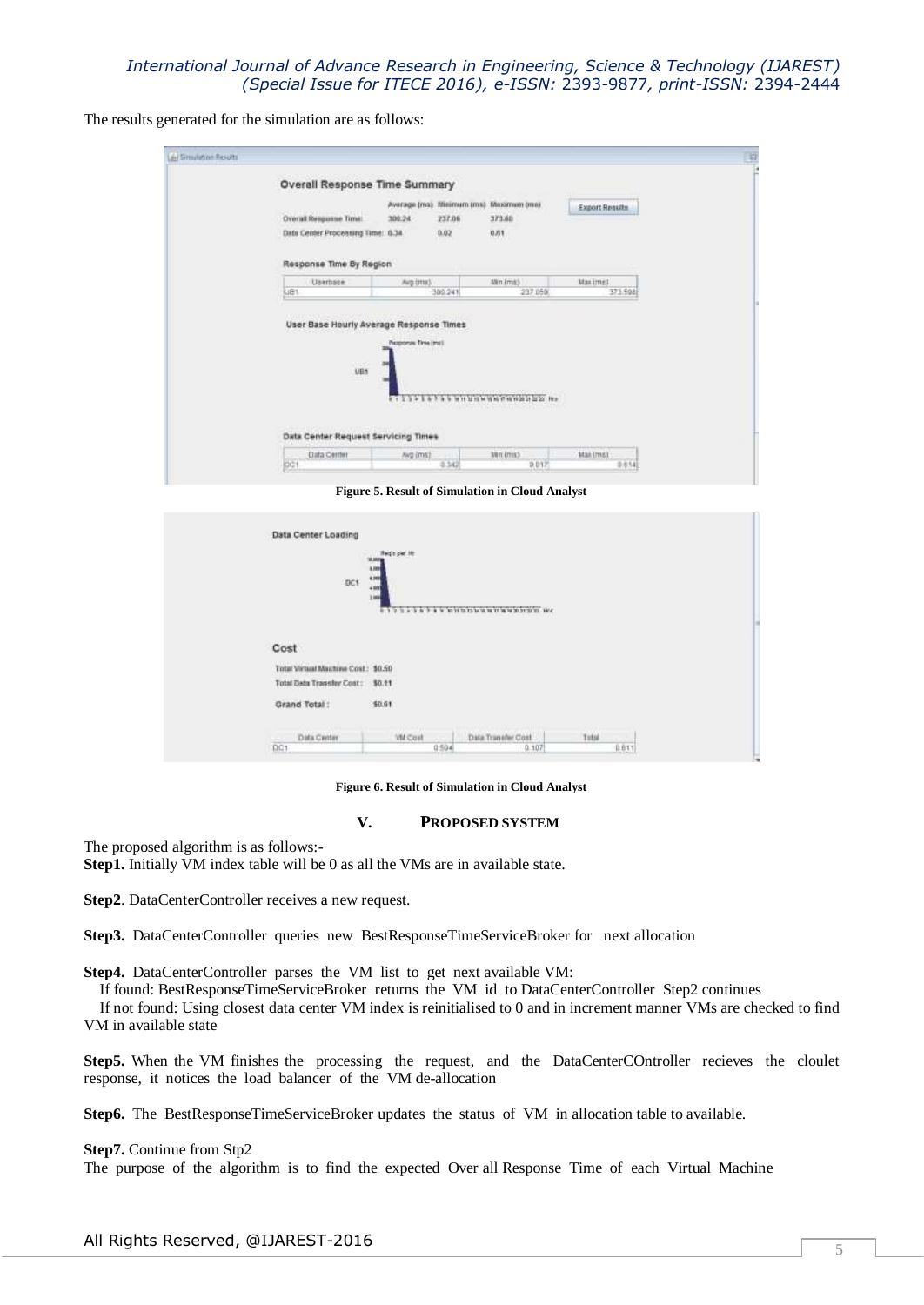The results generated for the simulation are as follows:

Figure 5. Result of Simulation in Cloud Analyst

Figure 6. Result of Simulation in Cloud Analyst

## V. PROPOSED SYSTEM

The proposed algorithm is as follows:-

**Step1.** Initially VM index table will be 0 as all the VMs are in available state.

**Step2**. DataCenterController receives a new request.

**Step3.** DataCenterController queries new BestResponseTimeServiceBroker for next allocation

**Step4.** DataCenterController parses the VM list to get next available VM:

If found: BestResponseTimeServiceBroker returns the VM id to DataCenterController Step2 continues

If not found: Using closest data center VM index is reinitialised to 0 and in increment manner VMs are checked to find VM in available state

**Step5.** When the VM finishes the processing the request, and the DataCenterCOntroller recieves the cloulet response, it notices the load balancer of the VM de-allocation

**Step6.** The BestResponseTimeServiceBroker updates the status of VM in allocation table to available.

**Step7.** Continue from Stp2

The purpose of the algorithm is to find the expected Over all Response Time of each Virtual Machine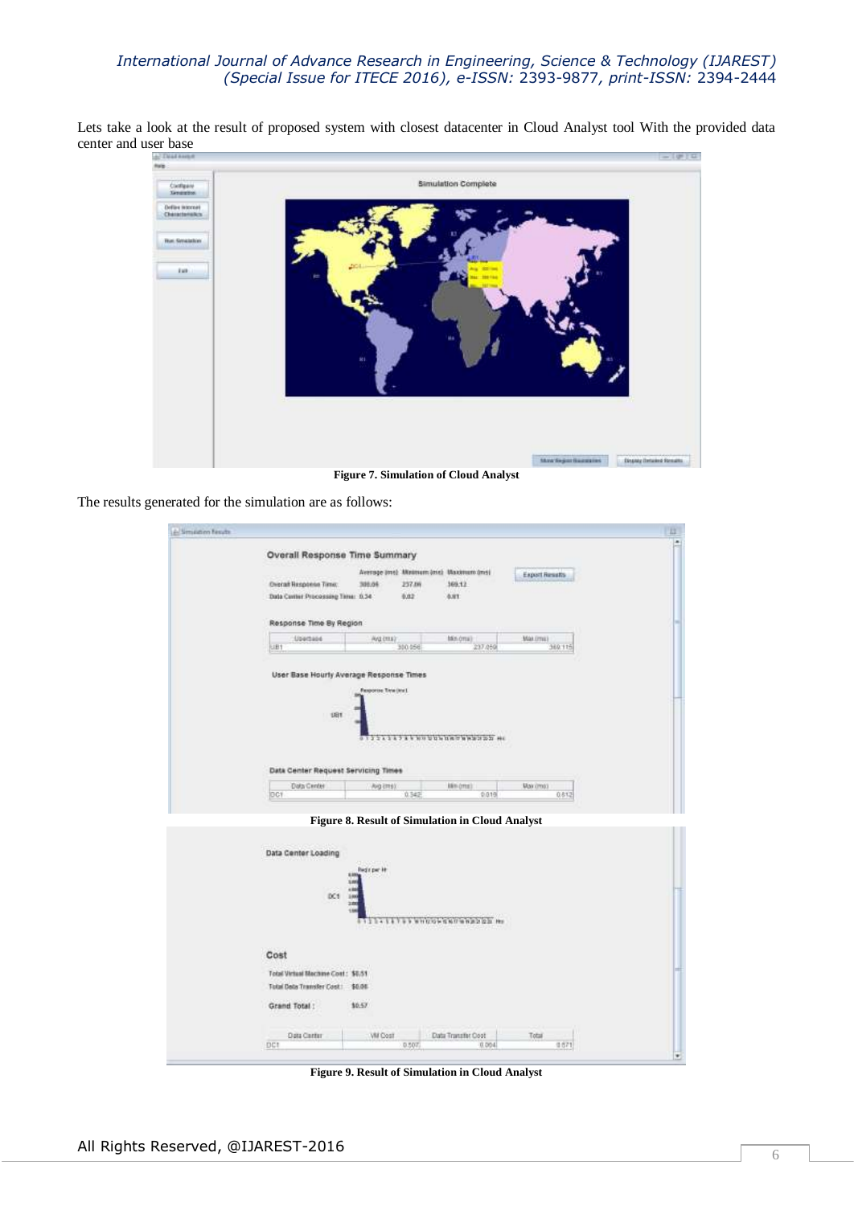Lets take a look at the result of proposed system with closest datacenter in Cloud Analyst tool With the provided data center and user base

**Figure 7. Simulation of Cloud Analyst**

The results generated for the simulation are as follows:

**Figure 8. Result of Simulation in Cloud Analyst**

**Figure 9. Result of Simulation in Cloud Analyst**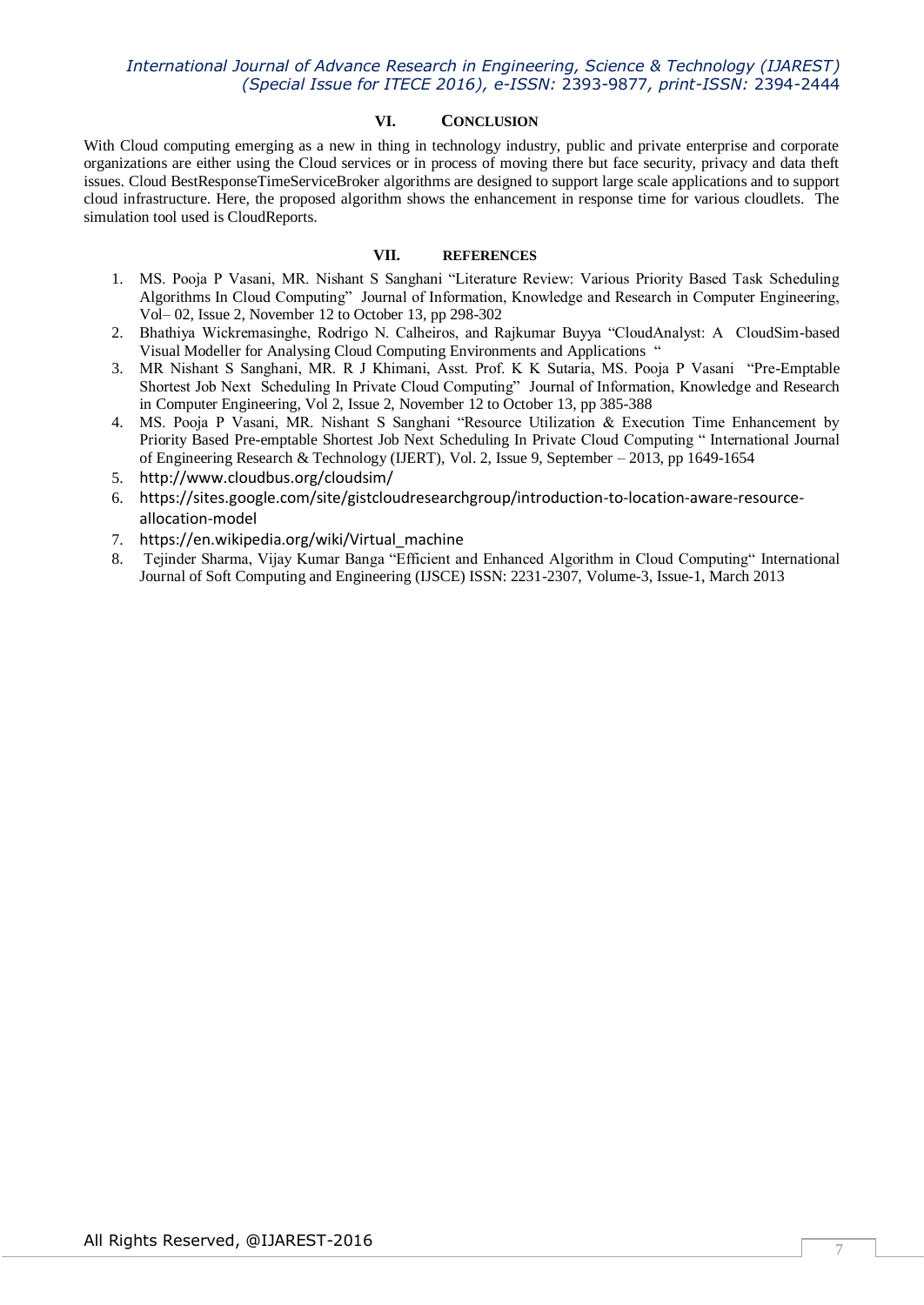## VI. CONCLUSION

With Cloud computing emerging as a new in thing in technology industry, public and private enterprise and corporate organizations are either using the Cloud services or in process of moving there but face security, privacy and data theft issues. Cloud BestResponseTimeServiceBroker algorithms are designed to support large scale applications and to support cloud infrastructure. Here, the proposed algorithm shows the enhancement in response time for various cloudlets. The simulation tool used is CloudReports.

## VII. REFERENCES

1. MS. Pooja P Vasani, MR. Nishant S Sanghani "Literature Review: Various Priority Based Task Scheduling Algorithms In Cloud Computing" Journal of Information, Knowledge and Research in Computer Engineering, Vol– 02, Issue 2, November 12 to October 13, pp 298-302
2. Bhathiya Wickremasinghe, Rodrigo N. Calheiros, and Rajkumar Buyya "CloudAnalyst: A CloudSim-based Visual Modeller for Analysing Cloud Computing Environments and Applications "
3. MR Nishant S Sanghani, MR. R J Khimani, Asst. Prof. K K Sutaria, MS. Pooja P Vasani "Pre-Emptable Shortest Job Next Scheduling In Private Cloud Computing" Journal of Information, Knowledge and Research in Computer Engineering, Vol 2, Issue 2, November 12 to October 13, pp 385-388
4. MS. Pooja P Vasani, MR. Nishant S Sanghani "Resource Utilization & Execution Time Enhancement by Priority Based Pre-emptable Shortest Job Next Scheduling In Private Cloud Computing " International Journal of Engineering Research & Technology (IJERT), Vol. 2, Issue 9, September – 2013, pp 1649-1654
5. http://www.cloudbus.org/cloudsim/
6. https://sites.google.com/site/gistcloudresearchgroup/introduction-to-location-aware-resource-allocation-model
7. https://en.wikipedia.org/wiki/Virtual_machine
8. Tejinder Sharma, Vijay Kumar Banga "Efficient and Enhanced Algorithm in Cloud Computing" International Journal of Soft Computing and Engineering (IJSCE) ISSN: 2231-2307, Volume-3, Issue-1, March 2013